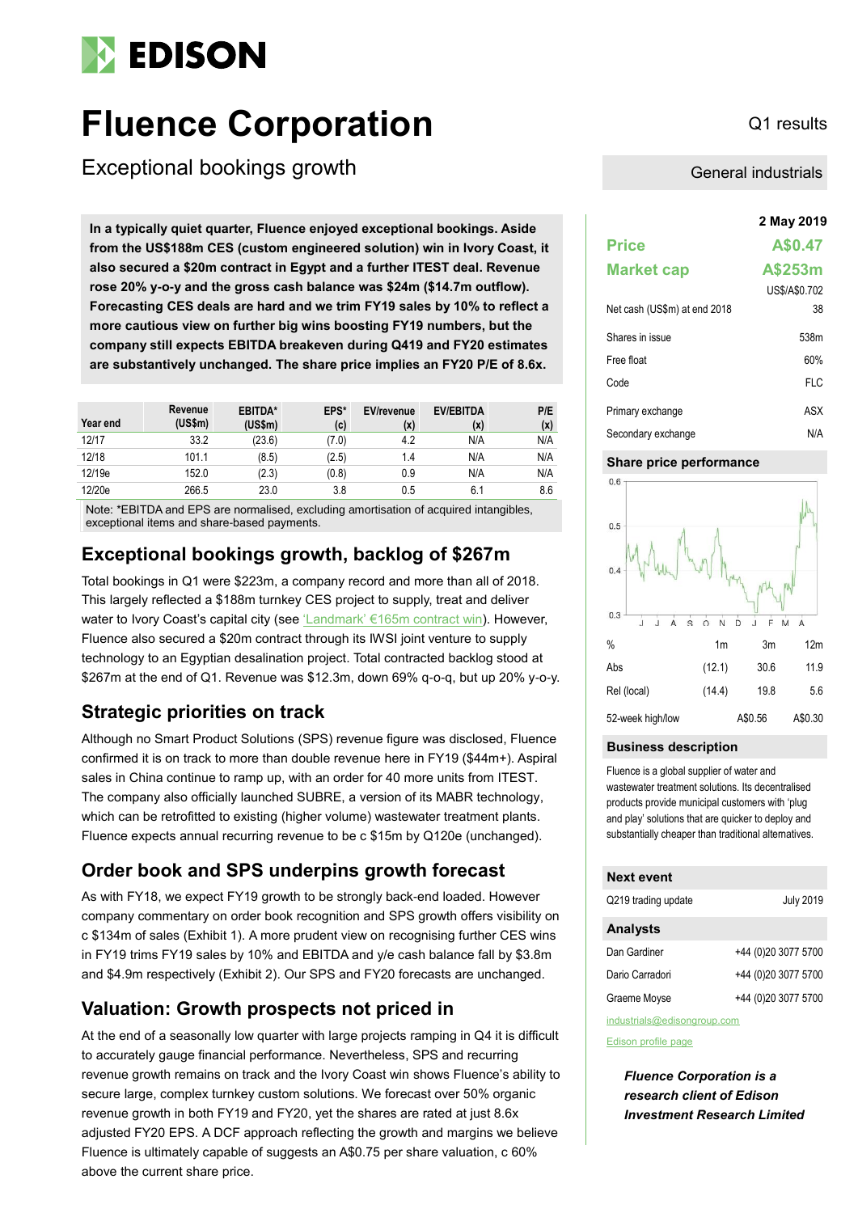# Fluence Corporation

Q1 results

## Exceptional bookings growth

General industrials

**In a typically quiet quarter, Fluence enjoyed exceptional bookings. Aside from the US$188m CES (custom engineered solution) win in Ivory Coast, it also secured a $20m contract in Egypt and a further ITEST deal. Revenue rose 20% y-o-y and the gross cash balance was $24m ($14.7m outflow). Forecasting CES deals are hard and we trim FY19 sales by 10% to reflect a more cautious view on further big wins boosting FY19 numbers, but the company still expects EBITDA breakeven during Q419 and FY20 estimates are substantively unchanged. The share price implies an FY20 P/E of 8.6x.**

| Year end | Revenue (US$m) | EBITDA* (US$m) | EPS* (c) | EV/revenue (x) | EV/EBITDA (x) | P/E (x) |
|---|---|---|---|---|---|---|
| 12/17 | 33.2 | (23.6) | (7.0) | 4.2 | N/A | N/A |
| 12/18 | 101.1 | (8.5) | (2.5) | 1.4 | N/A | N/A |
| 12/19e | 152.0 | (2.3) | (0.8) | 0.9 | N/A | N/A |
| 12/20e | 266.5 | 23.0 | 3.8 | 0.5 | 6.1 | 8.6 |

Note: *EBITDA and EPS are normalised, excluding amortisation of acquired intangibles, exceptional items and share-based payments.

## Exceptional bookings growth, backlog of $267m

Total bookings in Q1 were $223m, a company record and more than all of 2018. This largely reflected a $188m turnkey CES project to supply, treat and deliver water to Ivory Coast's capital city (see 'Landmark' €165m contract win). However, Fluence also secured a $20m contract through its IWSI joint venture to supply technology to an Egyptian desalination project. Total contracted backlog stood at $267m at the end of Q1. Revenue was $12.3m, down 69% q-o-q, but up 20% y-o-y.

## Strategic priorities on track

Although no Smart Product Solutions (SPS) revenue figure was disclosed, Fluence confirmed it is on track to more than double revenue here in FY19 ($44m+). Aspiral sales in China continue to ramp up, with an order for 40 more units from ITEST. The company also officially launched SUBRE, a version of its MABR technology, which can be retrofitted to existing (higher volume) wastewater treatment plants. Fluence expects annual recurring revenue to be c $15m by Q120e (unchanged).

## Order book and SPS underpins growth forecast

As with FY18, we expect FY19 growth to be strongly back-end loaded. However company commentary on order book recognition and SPS growth offers visibility on c $134m of sales (Exhibit 1). A more prudent view on recognising further CES wins in FY19 trims FY19 sales by 10% and EBITDA and y/e cash balance fall by $3.8m and $4.9m respectively (Exhibit 2). Our SPS and FY20 forecasts are unchanged.

## Valuation: Growth prospects not priced in

At the end of a seasonally low quarter with large projects ramping in Q4 it is difficult to accurately gauge financial performance. Nevertheless, SPS and recurring revenue growth remains on track and the Ivory Coast win shows Fluence's ability to secure large, complex turnkey custom solutions. We forecast over 50% organic revenue growth in both FY19 and FY20, yet the shares are rated at just 8.6x adjusted FY20 EPS. A DCF approach reflecting the growth and margins we believe Fluence is ultimately capable of suggests an A$0.75 per share valuation, c 60% above the current share price.

**2 May 2019**

| | |
|---|---|
| **Price** | **A$0.47** |
| **Market cap** | **A$253m** |
| | US$/A$0.702 |
| Net cash (US$m) at end 2018 | 38 |
| Shares in issue | 538m |
| Free float | 60% |
| Code | FLC |
| Primary exchange | ASX |
| Secondary exchange | N/A |

### Share price performance

| % | 1m | 3m | 12m |
|---|---|---|---|
| Abs | (12.1) | 30.6 | 11.9 |
| Rel (local) | (14.4) | 19.8 | 5.6 |
| 52-week high/low | | A$0.56 | A$0.30 |

### Business description

Fluence is a global supplier of water and wastewater treatment solutions. Its decentralised products provide municipal customers with 'plug and play' solutions that are quicker to deploy and substantially cheaper than traditional alternatives.

### Next event

| | |
|---|---|
| Q219 trading update | July 2019 |

### Analysts

| | |
|---|---|
| Dan Gardiner | +44 (0)20 3077 5700 |
| Dario Carradori | +44 (0)20 3077 5700 |
| Graeme Moyse | +44 (0)20 3077 5700 |

industrials@edisongroup.com

Edison profile page

*Fluence Corporation is a research client of Edison Investment Research Limited*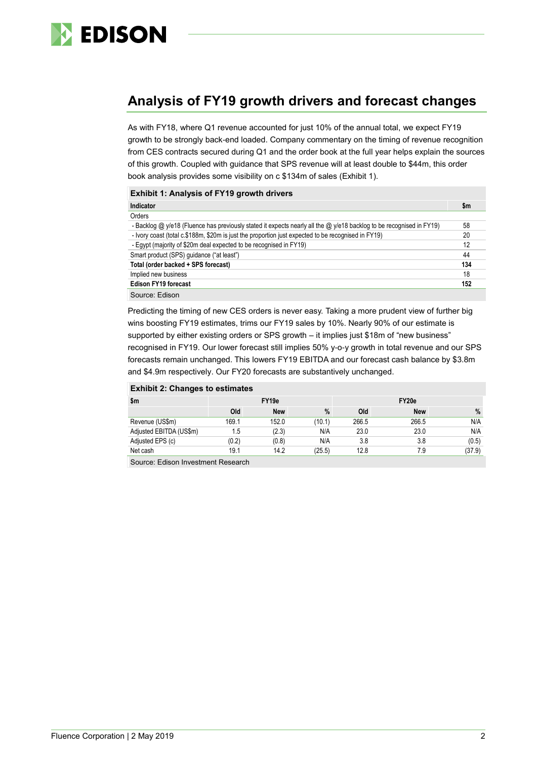## Analysis of FY19 growth drivers and forecast changes

As with FY18, where Q1 revenue accounted for just 10% of the annual total, we expect FY19 growth to be strongly back-end loaded. Company commentary on the timing of revenue recognition from CES contracts secured during Q1 and the order book at the full year helps explain the sources of this growth. Coupled with guidance that SPS revenue will at least double to $44m, this order book analysis provides some visibility on c $134m of sales (Exhibit 1).

**Exhibit 1: Analysis of FY19 growth drivers**

| Indicator | $m |
|---|---|
| Orders | |
| - Backlog @ y/e18 (Fluence has previously stated it expects nearly all the @ y/e18 backlog to be recognised in FY19) | 58 |
| - Ivory coast (total c.$188m, $20m is just the proportion just expected to be recognised in FY19) | 20 |
| - Egypt (majority of $20m deal expected to be recognised in FY19) | 12 |
| Smart product (SPS) guidance ("at least") | 44 |
| **Total (order backed + SPS forecast)** | **134** |
| Implied new business | 18 |
| **Edison FY19 forecast** | **152** |

Source: Edison

Predicting the timing of new CES orders is never easy. Taking a more prudent view of further big wins boosting FY19 estimates, trims our FY19 sales by 10%. Nearly 90% of our estimate is supported by either existing orders or SPS growth – it implies just $18m of "new business" recognised in FY19. Our lower forecast still implies 50% y-o-y growth in total revenue and our SPS forecasts remain unchanged. This lowers FY19 EBITDA and our forecast cash balance by $3.8m and $4.9m respectively. Our FY20 forecasts are substantively unchanged.

**Exhibit 2: Changes to estimates**

| $m | FY19e | | | FY20e | | |
|---|---|---|---|---|---|---|
| | Old | New | % | Old | New | % |
| Revenue (US$m) | 169.1 | 152.0 | (10.1) | 266.5 | 266.5 | N/A |
| Adjusted EBITDA (US$m) | 1.5 | (2.3) | N/A | 23.0 | 23.0 | N/A |
| Adjusted EPS (c) | (0.2) | (0.8) | N/A | 3.8 | 3.8 | (0.5) |
| Net cash | 19.1 | 14.2 | (25.5) | 12.8 | 7.9 | (37.9) |

Source: Edison Investment Research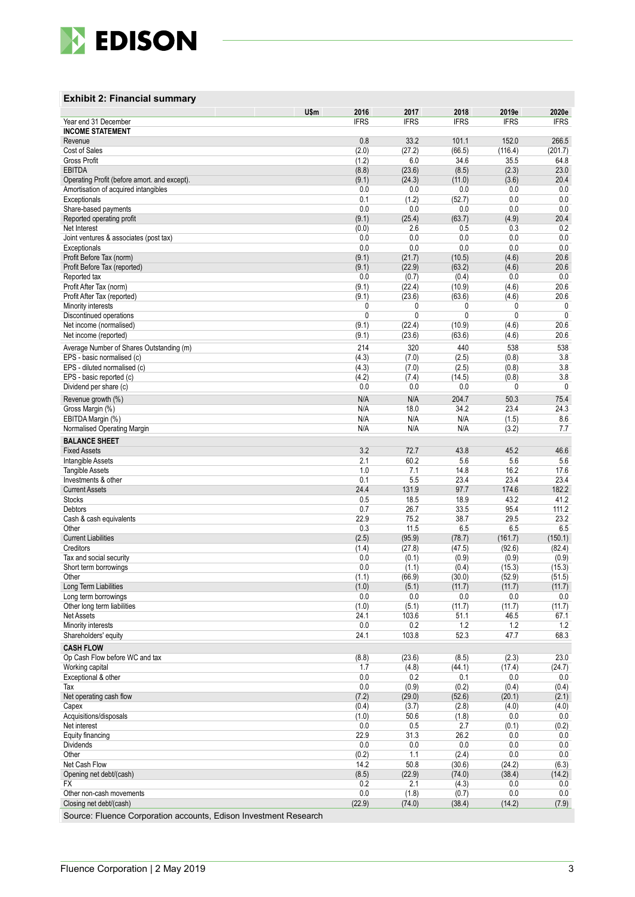### Exhibit 2: Financial summary

| U$m | 2016 | 2017 | 2018 | 2019e | 2020e |
|---|---|---|---|---|---|
| Year end 31 December | IFRS | IFRS | IFRS | IFRS | IFRS |
| **INCOME STATEMENT** | | | | | |
| Revenue | 0.8 | 33.2 | 101.1 | 152.0 | 266.5 |
| Cost of Sales | (2.0) | (27.2) | (66.5) | (116.4) | (201.7) |
| Gross Profit | (1.2) | 6.0 | 34.6 | 35.5 | 64.8 |
| EBITDA | (8.8) | (23.6) | (8.5) | (2.3) | 23.0 |
| Operating Profit (before amort. and except). | (9.1) | (24.3) | (11.0) | (3.6) | 20.4 |
| Amortisation of acquired intangibles | 0.0 | 0.0 | 0.0 | 0.0 | 0.0 |
| Exceptionals | 0.1 | (1.2) | (52.7) | 0.0 | 0.0 |
| Share-based payments | 0.0 | 0.0 | 0.0 | 0.0 | 0.0 |
| Reported operating profit | (9.1) | (25.4) | (63.7) | (4.9) | 20.4 |
| Net Interest | (0.0) | 2.6 | 0.5 | 0.3 | 0.2 |
| Joint ventures & associates (post tax) | 0.0 | 0.0 | 0.0 | 0.0 | 0.0 |
| Exceptionals | 0.0 | 0.0 | 0.0 | 0.0 | 0.0 |
| Profit Before Tax (norm) | (9.1) | (21.7) | (10.5) | (4.6) | 20.6 |
| Profit Before Tax (reported) | (9.1) | (22.9) | (63.2) | (4.6) | 20.6 |
| Reported tax | 0.0 | (0.7) | (0.4) | 0.0 | 0.0 |
| Profit After Tax (norm) | (9.1) | (22.4) | (10.9) | (4.6) | 20.6 |
| Profit After Tax (reported) | (9.1) | (23.6) | (63.6) | (4.6) | 20.6 |
| Minority interests | 0 | 0 | 0 | 0 | 0 |
| Discontinued operations | 0 | 0 | 0 | 0 | 0 |
| Net income (normalised) | (9.1) | (22.4) | (10.9) | (4.6) | 20.6 |
| Net income (reported) | (9.1) | (23.6) | (63.6) | (4.6) | 20.6 |
| Average Number of Shares Outstanding (m) | 214 | 320 | 440 | 538 | 538 |
| EPS - basic normalised (c) | (4.3) | (7.0) | (2.5) | (0.8) | 3.8 |
| EPS - diluted normalised (c) | (4.3) | (7.0) | (2.5) | (0.8) | 3.8 |
| EPS - basic reported (c) | (4.2) | (7.4) | (14.5) | (0.8) | 3.8 |
| Dividend per share (c) | 0.0 | 0.0 | 0.0 | 0 | 0 |
| Revenue growth (%) | N/A | N/A | 204.7 | 50.3 | 75.4 |
| Gross Margin (%) | N/A | 18.0 | 34.2 | 23.4 | 24.3 |
| EBITDA Margin (%) | N/A | N/A | N/A | (1.5) | 8.6 |
| Normalised Operating Margin | N/A | N/A | N/A | (3.2) | 7.7 |
| **BALANCE SHEET** | | | | | |
| Fixed Assets | 3.2 | 72.7 | 43.8 | 45.2 | 46.6 |
| Intangible Assets | 2.1 | 60.2 | 5.6 | 5.6 | 5.6 |
| Tangible Assets | 1.0 | 7.1 | 14.8 | 16.2 | 17.6 |
| Investments & other | 0.1 | 5.5 | 23.4 | 23.4 | 23.4 |
| Current Assets | 24.4 | 131.9 | 97.7 | 174.6 | 182.2 |
| Stocks | 0.5 | 18.5 | 18.9 | 43.2 | 41.2 |
| Debtors | 0.7 | 26.7 | 33.5 | 95.4 | 111.2 |
| Cash & cash equivalents | 22.9 | 75.2 | 38.7 | 29.5 | 23.2 |
| Other | 0.3 | 11.5 | 6.5 | 6.5 | 6.5 |
| Current Liabilities | (2.5) | (95.9) | (78.7) | (161.7) | (150.1) |
| Creditors | (1.4) | (27.8) | (47.5) | (92.6) | (82.4) |
| Tax and social security | 0.0 | (0.1) | (0.9) | (0.9) | (0.9) |
| Short term borrowings | 0.0 | (1.1) | (0.4) | (15.3) | (15.3) |
| Other | (1.1) | (66.9) | (30.0) | (52.9) | (51.5) |
| Long Term Liabilities | (1.0) | (5.1) | (11.7) | (11.7) | (11.7) |
| Long term borrowings | 0.0 | 0.0 | 0.0 | 0.0 | 0.0 |
| Other long term liabilities | (1.0) | (5.1) | (11.7) | (11.7) | (11.7) |
| Net Assets | 24.1 | 103.6 | 51.1 | 46.5 | 67.1 |
| Minority interests | 0.0 | 0.2 | 1.2 | 1.2 | 1.2 |
| Shareholders' equity | 24.1 | 103.8 | 52.3 | 47.7 | 68.3 |
| **CASH FLOW** | | | | | |
| Op Cash Flow before WC and tax | (8.8) | (23.6) | (8.5) | (2.3) | 23.0 |
| Working capital | 1.7 | (4.8) | (44.1) | (17.4) | (24.7) |
| Exceptional & other | 0.0 | 0.2 | 0.1 | 0.0 | 0.0 |
| Tax | 0.0 | (0.9) | (0.2) | (0.4) | (0.4) |
| Net operating cash flow | (7.2) | (29.0) | (52.6) | (20.1) | (2.1) |
| Capex | (0.4) | (3.7) | (2.8) | (4.0) | (4.0) |
| Acquisitions/disposals | (1.0) | 50.6 | (1.8) | 0.0 | 0.0 |
| Net interest | 0.0 | 0.5 | 2.7 | (0.1) | (0.2) |
| Equity financing | 22.9 | 31.3 | 26.2 | 0.0 | 0.0 |
| Dividends | 0.0 | 0.0 | 0.0 | 0.0 | 0.0 |
| Other | (0.2) | 1.1 | (2.4) | 0.0 | 0.0 |
| Net Cash Flow | 14.2 | 50.8 | (30.6) | (24.2) | (6.3) |
| Opening net debt/(cash) | (8.5) | (22.9) | (74.0) | (38.4) | (14.2) |
| FX | 0.2 | 2.1 | (4.3) | 0.0 | 0.0 |
| Other non-cash movements | 0.0 | (1.8) | (0.7) | 0.0 | 0.0 |
| Closing net debt/(cash) | (22.9) | (74.0) | (38.4) | (14.2) | (7.9) |

Source: Fluence Corporation accounts, Edison Investment Research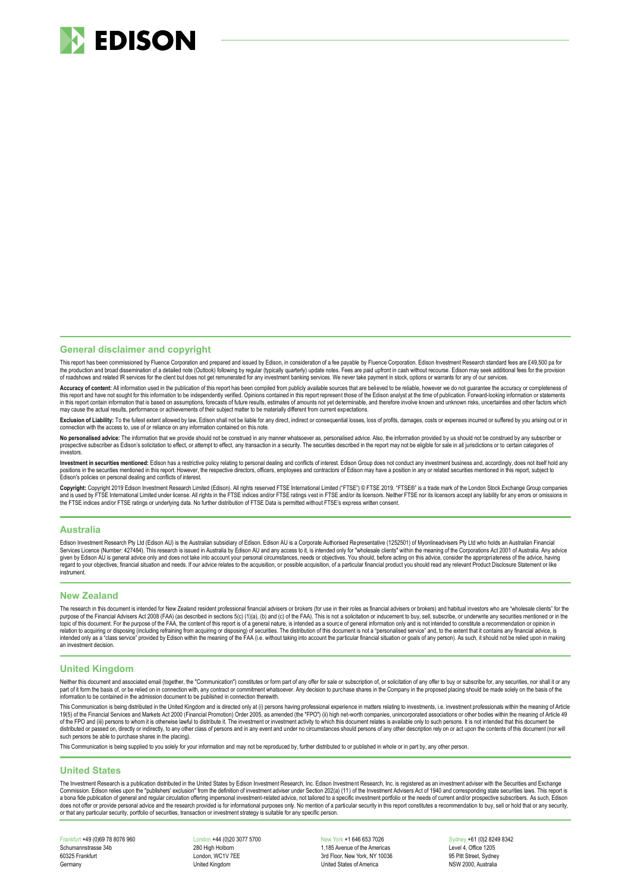## General disclaimer and copyright

This report has been commissioned by Fluence Corporation and prepared and issued by Edison, in consideration of a fee payable by Fluence Corporation. Edison Investment Research standard fees are £49,500 pa for the production and broad dissemination of a detailed note (Outlook) following by regular (typically quarterly) update notes. Fees are paid upfront in cash without recourse. Edison may seek additional fees for the provision of roadshows and related IR services for the client but does not get remunerated for any investment banking services. We never take payment in stock, options or warrants for any of our services.

**Accuracy of content:** All information used in the publication of this report has been compiled from publicly available sources that are believed to be reliable, however we do not guarantee the accuracy or completeness of this report and have not sought for this information to be independently verified. Opinions contained in this report represent those of the Edison analyst at the time of publication. Forward-looking information or statements in this report contain information that is based on assumptions, forecasts of future results, estimates of amounts not yet determinable, and therefore involve known and unknown risks, uncertainties and other factors which may cause the actual results, performance or achievements of their subject matter to be materially different from current expectations.

**Exclusion of Liability:** To the fullest extent allowed by law, Edison shall not be liable for any direct, indirect or consequential losses, loss of profits, damages, costs or expenses incurred or suffered by you arising out or in connection with the access to, use of or reliance on any information contained on this note.

**No personalised advice:** The information that we provide should not be construed in any manner whatsoever as, personalised advice. Also, the information provided by us should not be construed by any subscriber or prospective subscriber as Edison's solicitation to effect, or attempt to effect, any transaction in a security. The securities described in the report may not be eligible for sale in all jurisdictions or to certain categories of investors.

**Investment in securities mentioned:** Edison has a restrictive policy relating to personal dealing and conflicts of interest. Edison Group does not conduct any investment business and, accordingly, does not itself hold any positions in the securities mentioned in this report. However, the respective directors, officers, employees and contractors of Edison may have a position in any or related securities mentioned in this report, subject to Edison's policies on personal dealing and conflicts of interest.

**Copyright:** Copyright 2019 Edison Investment Research Limited (Edison). All rights reserved FTSE International Limited ("FTSE") © FTSE 2019. "FTSE®" is a trade mark of the London Stock Exchange Group companies and is used by FTSE International Limited under license. All rights in the FTSE indices and/or FTSE ratings vest in FTSE and/or its licensors. Neither FTSE nor its licensors accept any liability for any errors or omissions in the FTSE indices and/or FTSE ratings or underlying data. No further distribution of FTSE Data is permitted without FTSE's express written consent.

## Australia

Edison Investment Research Pty Ltd (Edison AU) is the Australian subsidiary of Edison. Edison AU is a Corporate Authorised Representative (1252501) of Myonlineadvisers Pty Ltd who holds an Australian Financial Services Licence (Number: 427484). This research is issued in Australia by Edison AU and any access to it, is intended only for "wholesale clients" within the meaning of the Corporations Act 2001 of Australia. Any advice given by Edison AU is general advice only and does not take into account your personal circumstances, needs or objectives. You should, before acting on this advice, consider the appropriateness of the advice, having regard to your objectives, financial situation and needs. If our advice relates to the acquisition, or possible acquisition, of a particular financial product you should read any relevant Product Disclosure Statement or like instrument.

## New Zealand

The research in this document is intended for New Zealand resident professional financial advisers or brokers (for use in their roles as financial advisers or brokers) and habitual investors who are "wholesale clients" for the purpose of the Financial Advisers Act 2008 (FAA) (as described in sections 5(c) (1)(a), (b) and (c) of the FAA). This is not a solicitation or inducement to buy, sell, subscribe, or underwrite any securities mentioned or in the topic of this document. For the purpose of the FAA, the content of this report is of a general nature, is intended as a source of general information only and is not intended to constitute a recommendation or opinion in relation to acquiring or disposing (including refraining from acquiring or disposing) of securities. The distribution of this document is not a "personalised service" and, to the extent that it contains any financial advice, is intended only as a "class service" provided by Edison within the meaning of the FAA (i.e. without taking into account the particular financial situation or goals of any person). As such, it should not be relied upon in making an investment decision.

## United Kingdom

Neither this document and associated email (together, the "Communication") constitutes or form part of any offer for sale or subscription of, or solicitation of any offer to buy or subscribe for, any securities, nor shall it or any part of it form the basis of, or be relied on in connection with, any contract or commitment whatsoever. Any decision to purchase shares in the Company in the proposed placing should be made solely on the basis of the information to be contained in the admission document to be published in connection therewith.

This Communication is being distributed in the United Kingdom and is directed only at (i) persons having professional experience in matters relating to investments, i.e. investment professionals within the meaning of Article 19(5) of the Financial Services and Markets Act 2000 (Financial Promotion) Order 2005, as amended (the "FPO") (ii) high net-worth companies, unincorporated associations or other bodies within the meaning of Article 49 of the FPO and (iii) persons to whom it is otherwise lawful to distribute it. The investment or investment activity to which this document relates is available only to such persons. It is not intended that this document be distributed or passed on, directly or indirectly, to any other class of persons and in any event and under no circumstances should persons of any other description rely on or act upon the contents of this document (nor will such persons be able to purchase shares in the placing).

This Communication is being supplied to you solely for your information and may not be reproduced by, further distributed to or published in whole or in part by, any other person.

## United States

The Investment Research is a publication distributed in the United States by Edison Investment Research, Inc. Edison Investment Research, Inc. is registered as an investment adviser with the Securities and Exchange Commission. Edison relies upon the "publishers' exclusion" from the definition of investment adviser under Section 202(a) (11) of the Investment Advisers Act of 1940 and corresponding state securities laws. This report is a bona fide publication of general and regular circulation offering impersonal investment-related advice, not tailored to a specific investment portfolio or the needs of current and/or prospective subscribers. As such, Edison does not offer or provide personal advice and the research provided is for informational purposes only. No mention of a particular security in this report constitutes a recommendation to buy, sell or hold that or any security, or that any particular security, portfolio of securities, transaction or investment strategy is suitable for any specific person.

Frankfurt +49 (0)69 78 8076 960
Schumannstrasse 34b
60325 Frankfurt
Germany

London +44 (0)20 3077 5700
280 High Holborn
London, WC1V 7EE
United Kingdom

New York +1 646 653 7026
1,185 Avenue of the Americas
3rd Floor, New York, NY 10036
United States of America

Sydney +61 (0)2 8249 8342
Level 4, Office 1205
95 Pitt Street, Sydney
NSW 2000, Australia